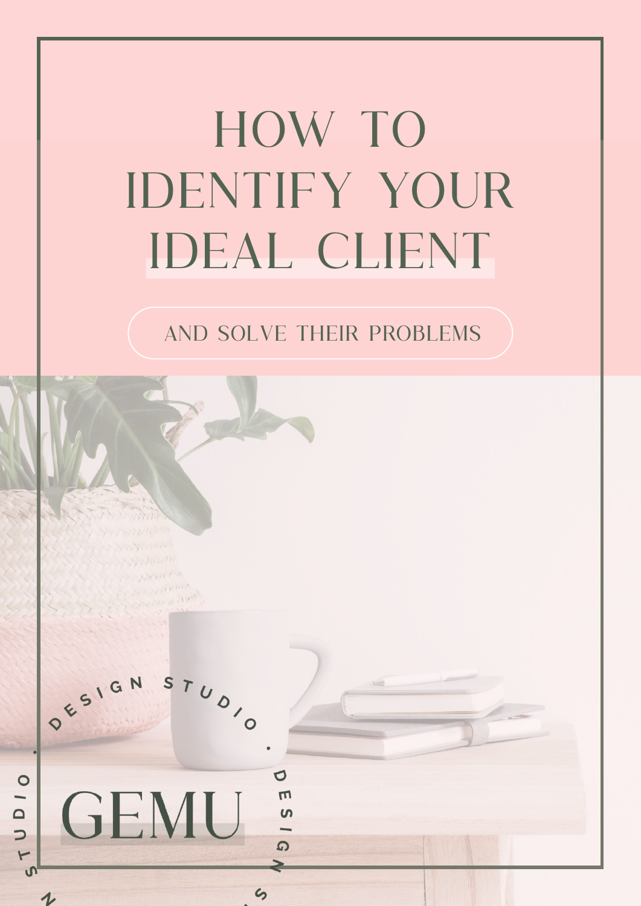# HOW TO IDENTIFY YOUR IDEAL CLIENT

AND SOLVE THEIR PROBLEMS

DESIGN STUDIO · DESIGN STUDIO ·

GEMU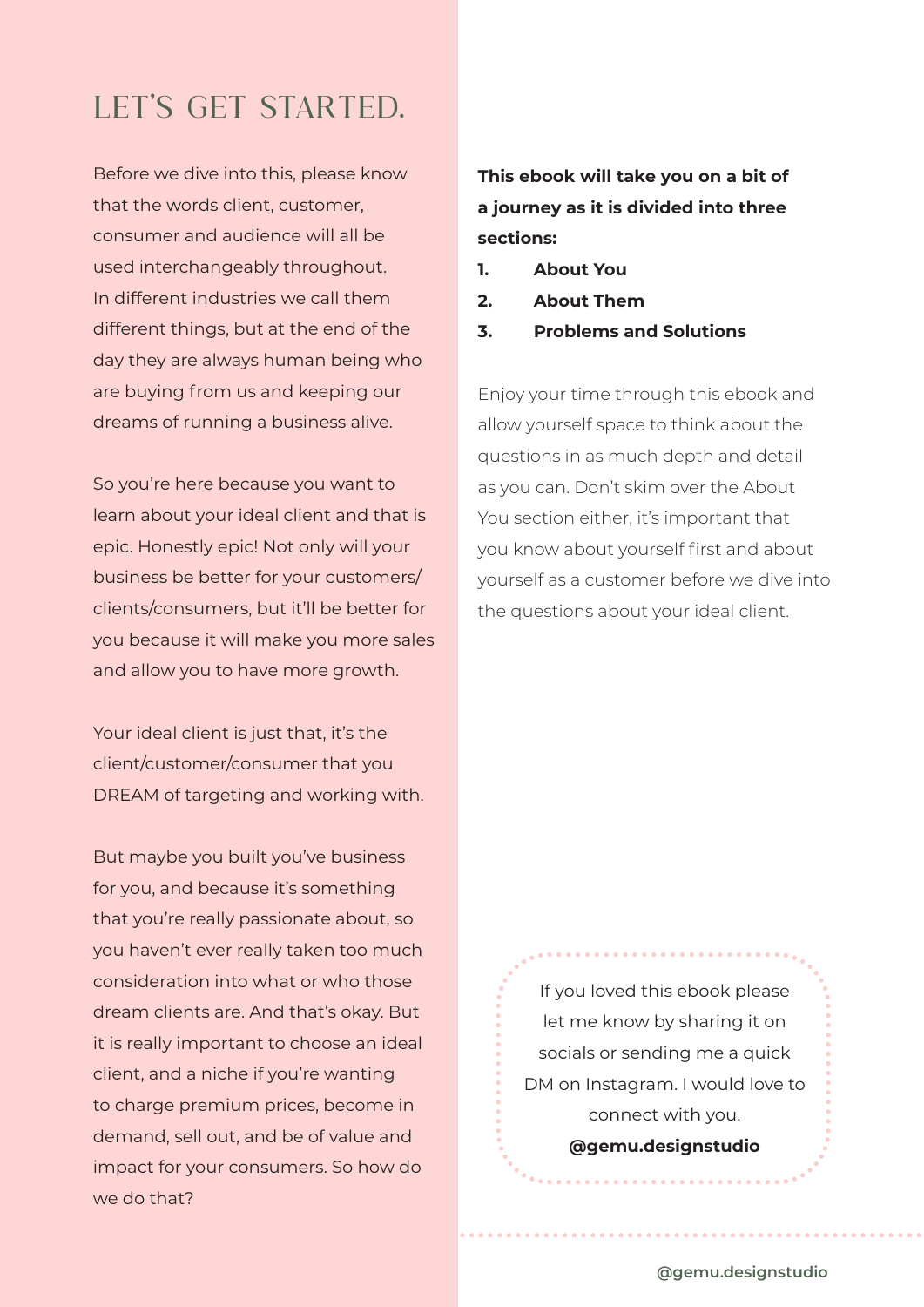# LET'S GET STARTED.

Before we dive into this, please know that the words client, customer, consumer and audience will all be used interchangeably throughout. In different industries we call them different things, but at the end of the day they are always human being who are buying from us and keeping our dreams of running a business alive.

So you're here because you want to learn about your ideal client and that is epic. Honestly epic! Not only will your business be better for your customers/ clients/consumers, but it'll be better for you because it will make you more sales and allow you to have more growth.

Your ideal client is just that, it's the client/customer/consumer that you DREAM of targeting and working with.

But maybe you built you've business for you, and because it's something that you're really passionate about, so you haven't ever really taken too much consideration into what or who those dream clients are. And that's okay. But it is really important to choose an ideal client, and a niche if you're wanting to charge premium prices, become in demand, sell out, and be of value and impact for your consumers. So how do we do that?

**This ebook will take you on a bit of a journey as it is divided into three sections:**

1. **About You**
2. **About Them**
3. **Problems and Solutions**

Enjoy your time through this ebook and allow yourself space to think about the questions in as much depth and detail as you can. Don't skim over the About You section either, it's important that you know about yourself first and about yourself as a customer before we dive into the questions about your ideal client.

If you loved this ebook please let me know by sharing it on socials or sending me a quick DM on Instagram. I would love to connect with you.
**@gemu.designstudio**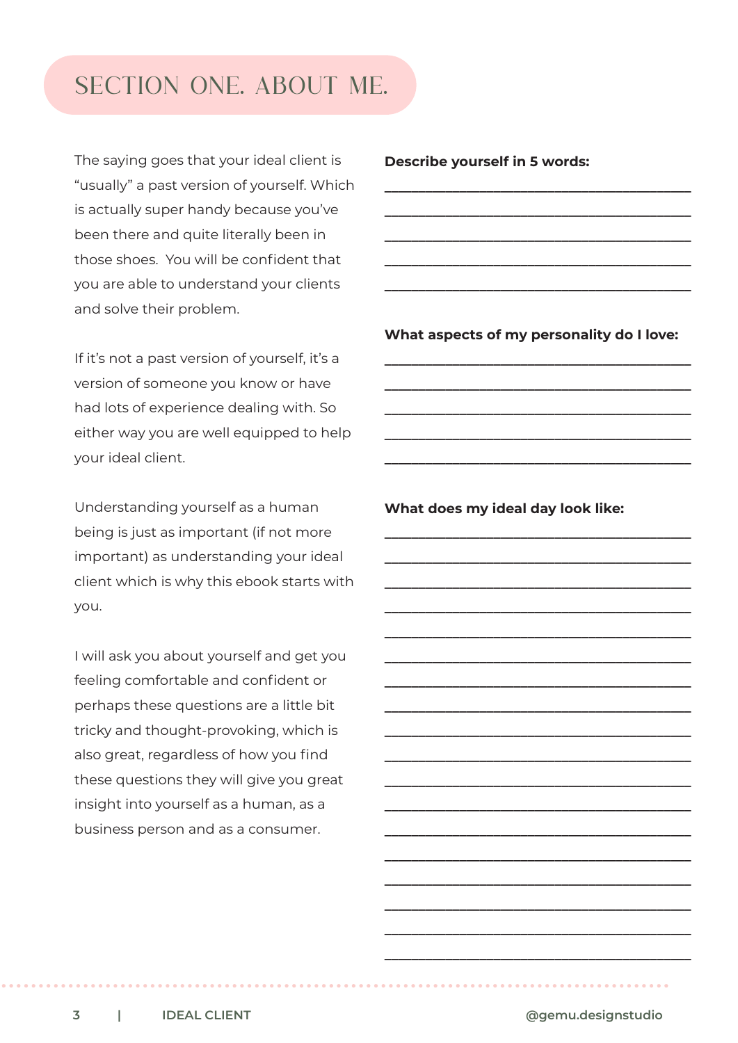# SECTION ONE. ABOUT ME.

The saying goes that your ideal client is "usually" a past version of yourself. Which is actually super handy because you've been there and quite literally been in those shoes.  You will be confident that you are able to understand your clients and solve their problem.

If it's not a past version of yourself, it's a version of someone you know or have had lots of experience dealing with. So either way you are well equipped to help your ideal client.

Understanding yourself as a human being is just as important (if not more important) as understanding your ideal client which is why this ebook starts with you.

I will ask you about yourself and get you feeling comfortable and confident or perhaps these questions are a little bit tricky and thought-provoking, which is also great, regardless of how you find these questions they will give you great insight into yourself as a human, as a business person and as a consumer.

**Describe yourself in 5 words:**

___________________________________________

___________________________________________

___________________________________________

___________________________________________

___________________________________________

**What aspects of my personality do I love:**

___________________________________________

___________________________________________

___________________________________________

___________________________________________

___________________________________________

**What does my ideal day look like:**

___________________________________________

___________________________________________

___________________________________________

___________________________________________

___________________________________________

___________________________________________

___________________________________________

___________________________________________

___________________________________________

___________________________________________

___________________________________________

___________________________________________

___________________________________________

___________________________________________

___________________________________________

___________________________________________

___________________________________________

___________________________________________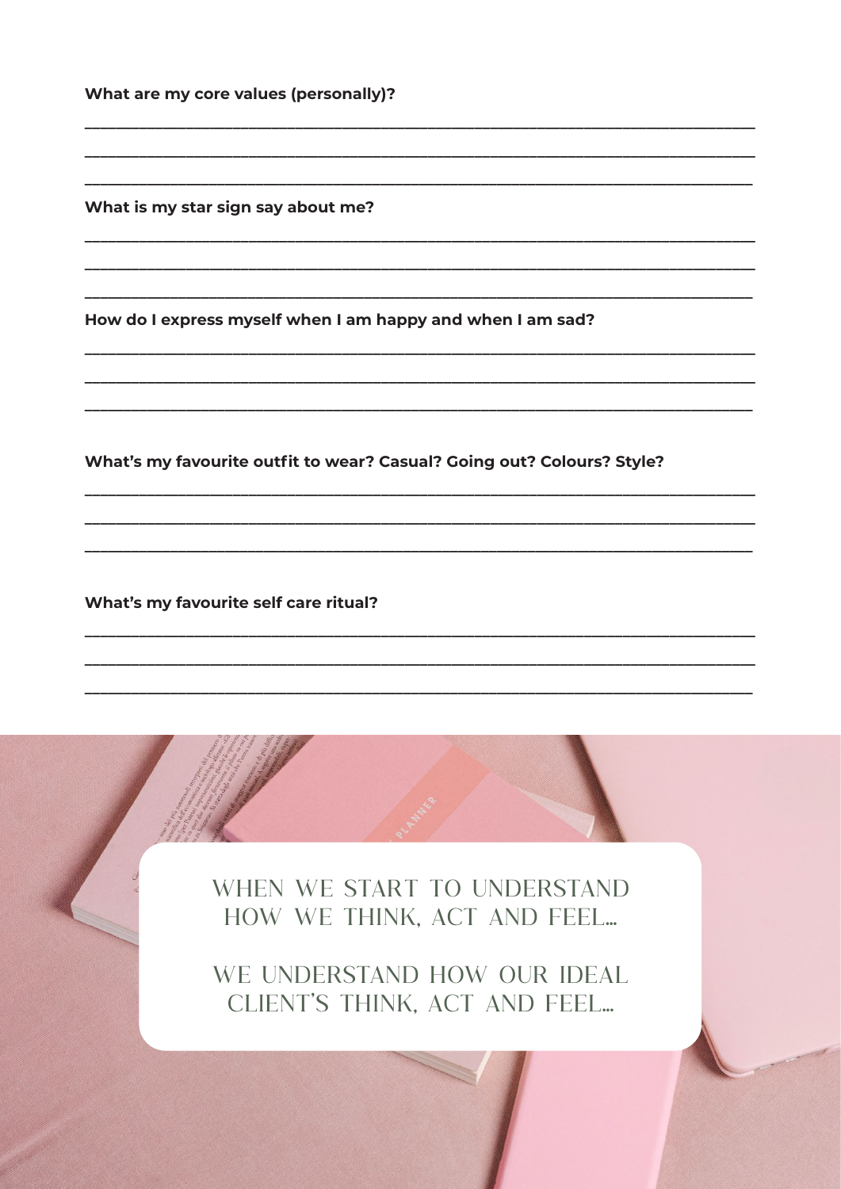**What are my core values (personally)?**

______________________________________________________________________________

______________________________________________________________________________

______________________________________________________________________________

**What is my star sign say about me?**

______________________________________________________________________________

______________________________________________________________________________

______________________________________________________________________________

**How do I express myself when I am happy and when I am sad?**

______________________________________________________________________________

______________________________________________________________________________

______________________________________________________________________________

**What's my favourite outfit to wear? Casual? Going out? Colours? Style?**

______________________________________________________________________________

______________________________________________________________________________

______________________________________________________________________________

**What's my favourite self care ritual?**

______________________________________________________________________________

______________________________________________________________________________

______________________________________________________________________________

WHEN WE START TO UNDERSTAND HOW WE THINK, ACT AND FEEL...

WE UNDERSTAND HOW OUR IDEAL CLIENT'S THINK, ACT AND FEEL...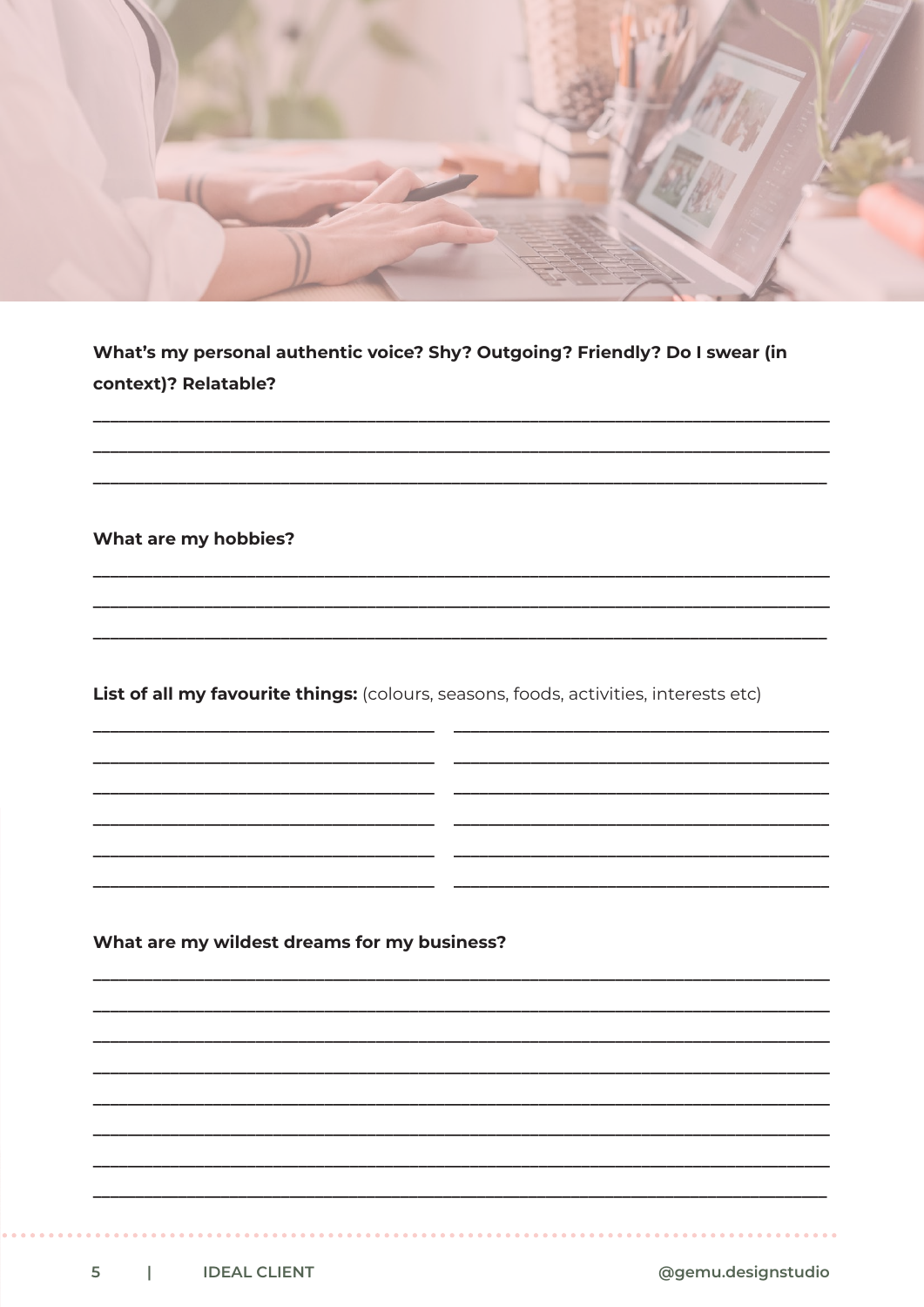**What's my personal authentic voice? Shy? Outgoing? Friendly? Do I swear (in context)? Relatable?**

______________________________________________________________________________

______________________________________________________________________________

______________________________________________________________________________

**What are my hobbies?**

______________________________________________________________________________

______________________________________________________________________________

______________________________________________________________________________

**List of all my favourite things:** (colours, seasons, foods, activities, interests etc)

____________________________________ ____________________________________

____________________________________ ____________________________________

____________________________________ ____________________________________

____________________________________ ____________________________________

____________________________________ ____________________________________

____________________________________ ____________________________________

**What are my wildest dreams for my business?**

______________________________________________________________________________

______________________________________________________________________________

______________________________________________________________________________

______________________________________________________________________________

______________________________________________________________________________

______________________________________________________________________________

______________________________________________________________________________

______________________________________________________________________________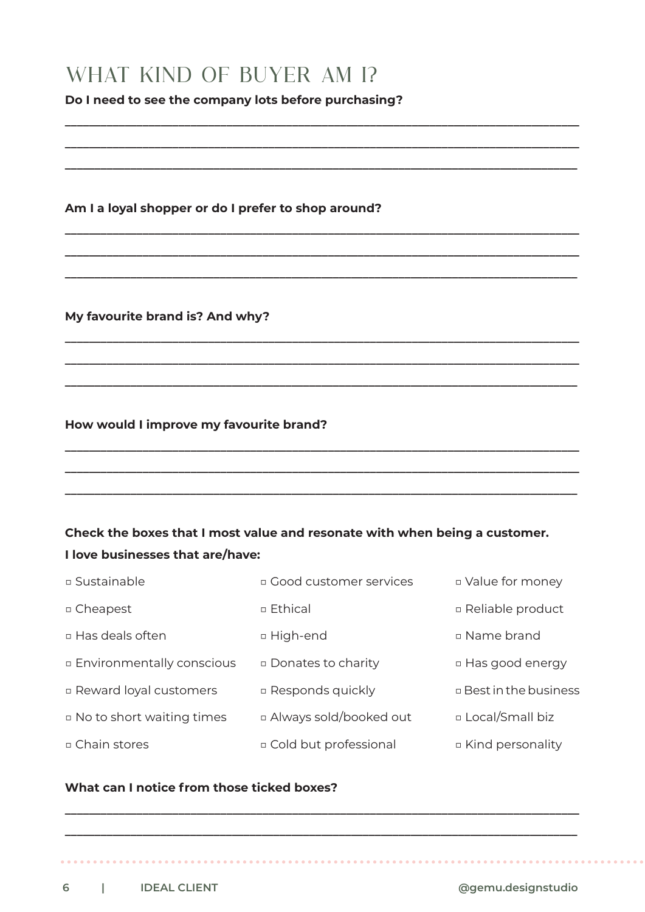# WHAT KIND OF BUYER AM I?

**Do I need to see the company lots before purchasing?**

___________________________________________________________________________

___________________________________________________________________________

___________________________________________________________________________

**Am I a loyal shopper or do I prefer to shop around?**

___________________________________________________________________________

___________________________________________________________________________

___________________________________________________________________________

**My favourite brand is? And why?**

___________________________________________________________________________

___________________________________________________________________________

___________________________________________________________________________

**How would I improve my favourite brand?**

___________________________________________________________________________

___________________________________________________________________________

___________________________________________________________________________

**Check the boxes that I most value and resonate with when being a customer.**
**I love businesses that are/have:**

- ▫ Sustainable
- ▫ Cheapest
- ▫ Has deals often
- ▫ Environmentally conscious
- ▫ Reward loyal customers
- ▫ No to short waiting times
- ▫ Chain stores
- ▫ Good customer services
- ▫ Ethical
- ▫ High-end
- ▫ Donates to charity
- ▫ Responds quickly
- ▫ Always sold/booked out
- ▫ Cold but professional
- ▫ Value for money
- ▫ Reliable product
- ▫ Name brand
- ▫ Has good energy
- ▫ Best in the business
- ▫ Local/Small biz
- ▫ Kind personality

**What can I notice from those ticked boxes?**

___________________________________________________________________________

___________________________________________________________________________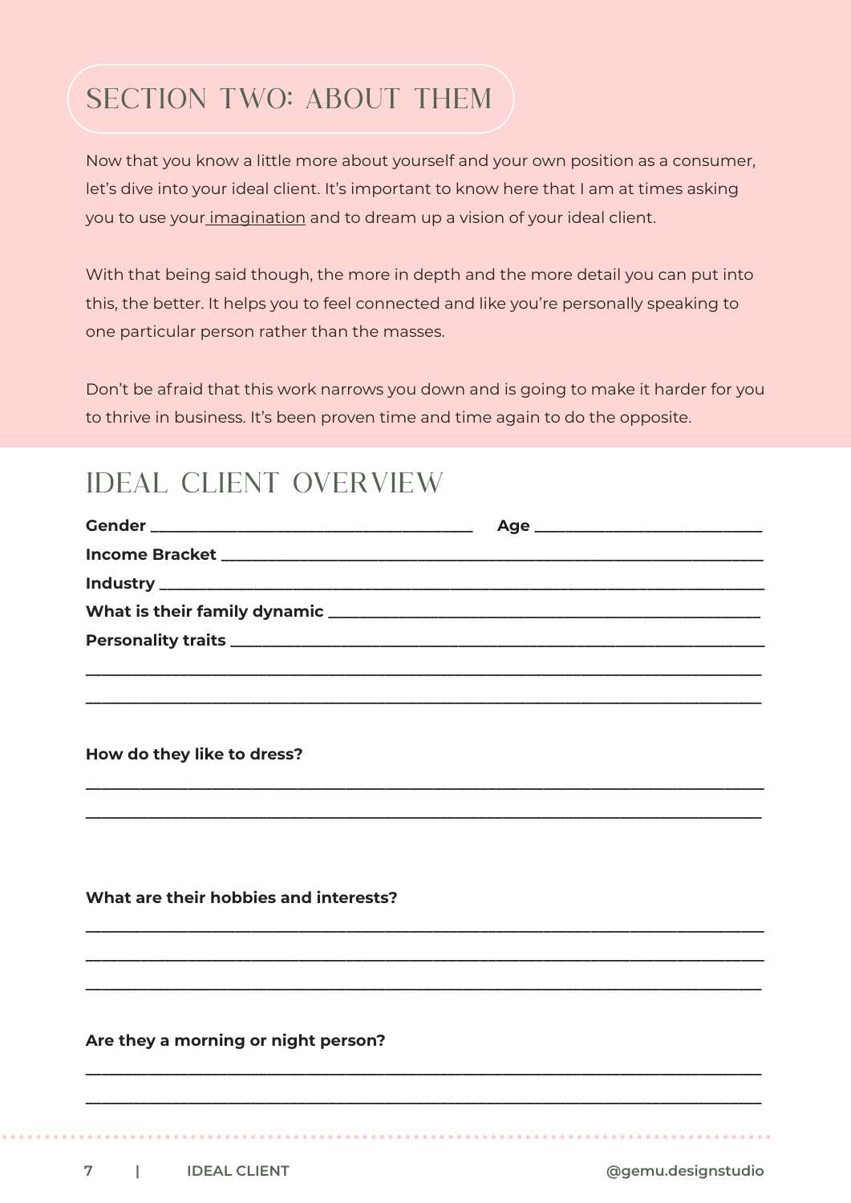# SECTION TWO: ABOUT THEM

Now that you know a little more about yourself and your own position as a consumer, let's dive into your ideal client. It's important to know here that I am at times asking you to use your imagination and to dream up a vision of your ideal client.

With that being said though, the more in depth and the more detail you can put into this, the better. It helps you to feel connected and like you're personally speaking to one particular person rather than the masses.

Don't be afraid that this work narrows you down and is going to make it harder for you to thrive in business. It's been proven time and time again to do the opposite.

## IDEAL CLIENT OVERVIEW

**Gender** ______________________________ **Age** ______________________

**Income Bracket** ____________________________________________________

**Industry** _________________________________________________________

**What is their family dynamic** ___________________________________________

**Personality traits** ___________________________________________________

______________________________________________________________________

______________________________________________________________________

**How do they like to dress?**

______________________________________________________________________

______________________________________________________________________

**What are their hobbies and interests?**

______________________________________________________________________

______________________________________________________________________

______________________________________________________________________

**Are they a morning or night person?**

______________________________________________________________________

______________________________________________________________________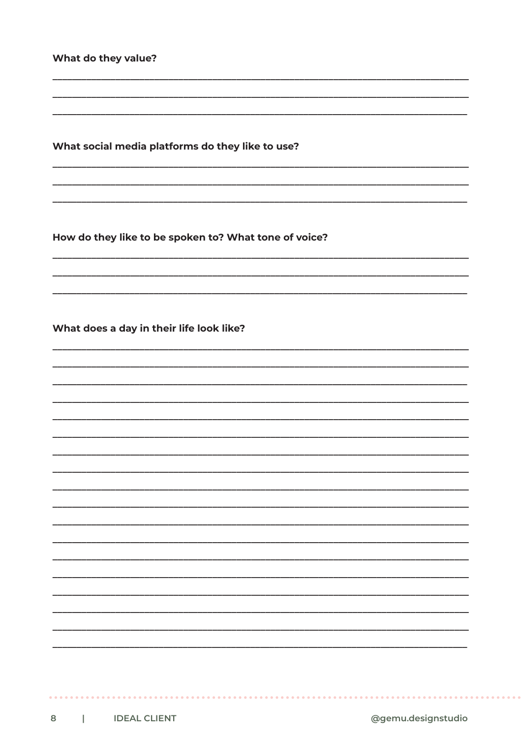**What do they value?**

______________________________________________________________________________

______________________________________________________________________________

______________________________________________________________________________

**What social media platforms do they like to use?**

______________________________________________________________________________

______________________________________________________________________________

______________________________________________________________________________

**How do they like to be spoken to? What tone of voice?**

______________________________________________________________________________

______________________________________________________________________________

______________________________________________________________________________

**What does a day in their life look like?**

______________________________________________________________________________

______________________________________________________________________________

______________________________________________________________________________

______________________________________________________________________________

______________________________________________________________________________

______________________________________________________________________________

______________________________________________________________________________

______________________________________________________________________________

______________________________________________________________________________

______________________________________________________________________________

______________________________________________________________________________

______________________________________________________________________________

______________________________________________________________________________

______________________________________________________________________________

______________________________________________________________________________

______________________________________________________________________________

______________________________________________________________________________

______________________________________________________________________________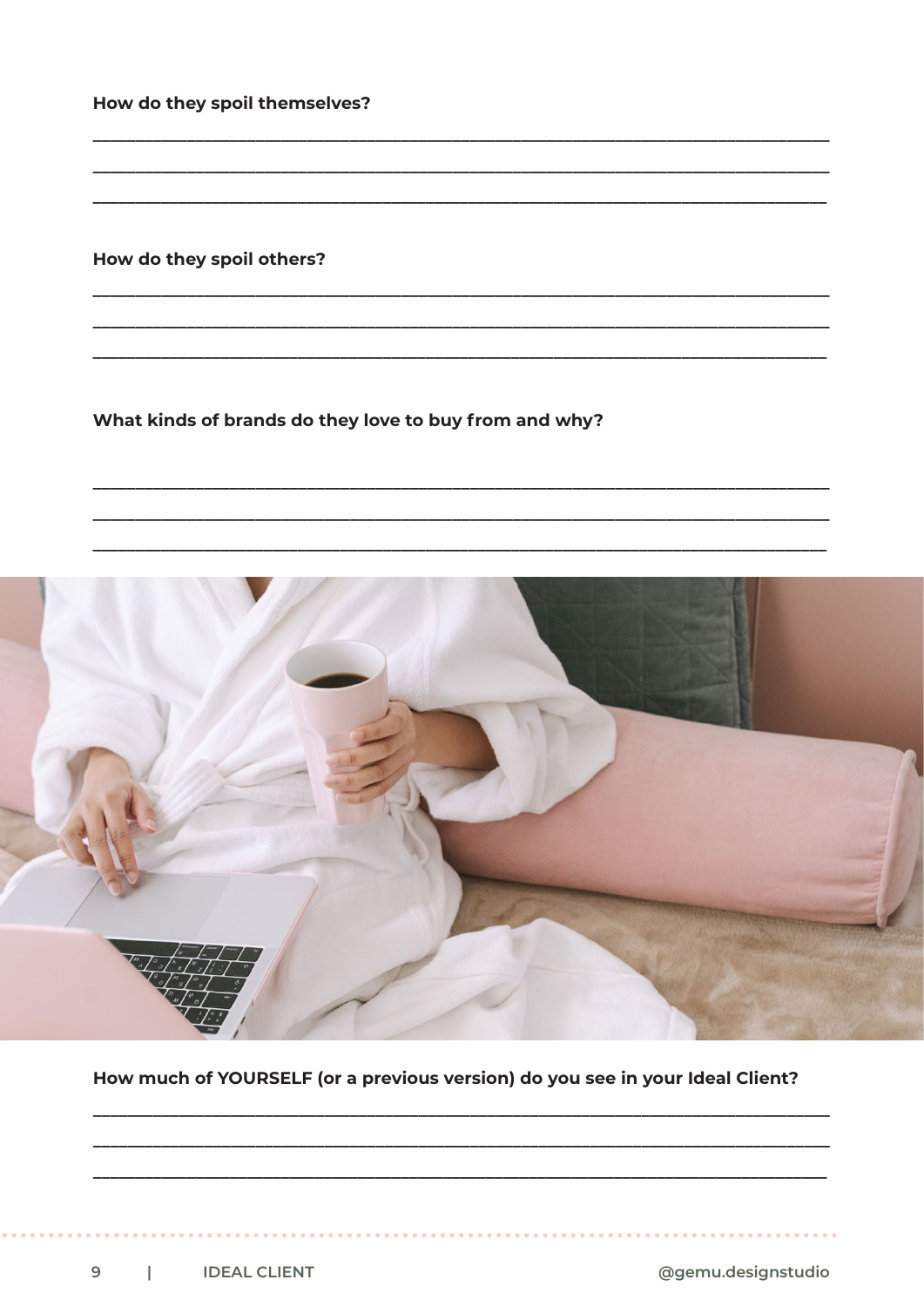**How do they spoil themselves?**

___________________________________________________________________________

___________________________________________________________________________

___________________________________________________________________________

**How do they spoil others?**

___________________________________________________________________________

___________________________________________________________________________

___________________________________________________________________________

**What kinds of brands do they love to buy from and why?**

___________________________________________________________________________

___________________________________________________________________________

___________________________________________________________________________

**How much of YOURSELF (or a previous version) do you see in your Ideal Client?**

___________________________________________________________________________

___________________________________________________________________________

___________________________________________________________________________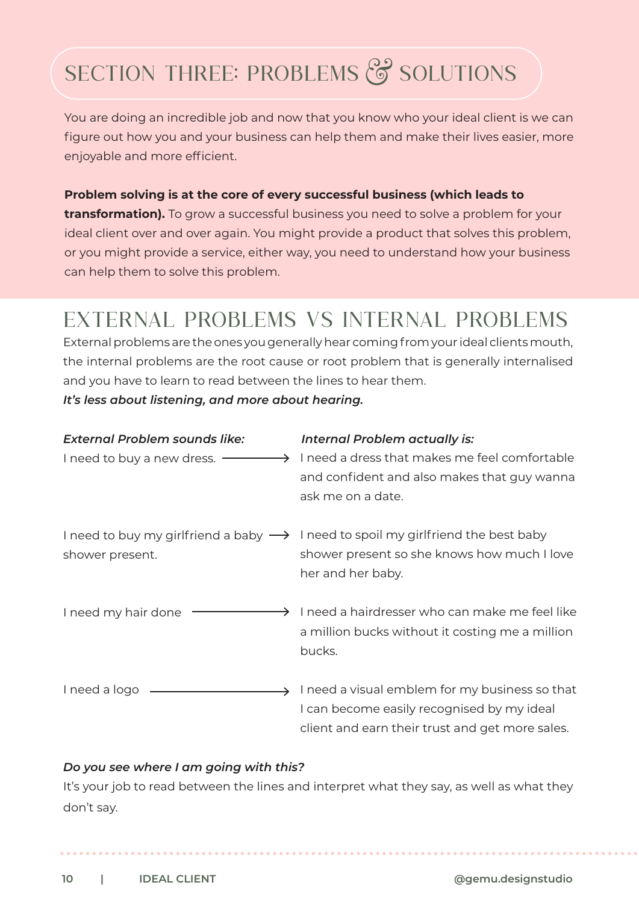# SECTION THREE: PROBLEMS & SOLUTIONS

You are doing an incredible job and now that you know who your ideal client is we can figure out how you and your business can help them and make their lives easier, more enjoyable and more efficient.

**Problem solving is at the core of every successful business (which leads to transformation).** To grow a successful business you need to solve a problem for your ideal client over and over again. You might provide a product that solves this problem, or you might provide a service, either way, you need to understand how your business can help them to solve this problem.

## EXTERNAL PROBLEMS VS INTERNAL PROBLEMS

External problems are the ones you generally hear coming from your ideal clients mouth, the internal problems are the root cause or root problem that is generally internalised and you have to learn to read between the lines to hear them.
***It's less about listening, and more about hearing.***

| *External Problem sounds like:* | *Internal Problem actually is:* |
| --- | --- |
| I need to buy a new dress. → | I need a dress that makes me feel comfortable and confident and also makes that guy wanna ask me on a date. |
| I need to buy my girlfriend a baby shower present. → | I need to spoil my girlfriend the best baby shower present so she knows how much I love her and her baby. |
| I need my hair done → | I need a hairdresser who can make me feel like a million bucks without it costing me a million bucks. |
| I need a logo → | I need a visual emblem for my business so that I can become easily recognised by my ideal client and earn their trust and get more sales. |

***Do you see where I am going with this?***
It's your job to read between the lines and interpret what they say, as well as what they don't say.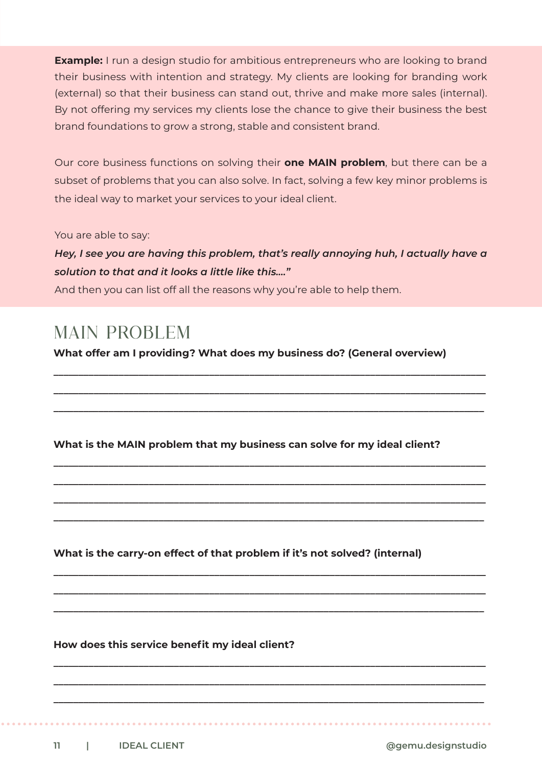**Example:** I run a design studio for ambitious entrepreneurs who are looking to brand their business with intention and strategy. My clients are looking for branding work (external) so that their business can stand out, thrive and make more sales (internal). By not offering my services my clients lose the chance to give their business the best brand foundations to grow a strong, stable and consistent brand.

Our core business functions on solving their **one MAIN problem**, but there can be a subset of problems that you can also solve. In fact, solving a few key minor problems is the ideal way to market your services to your ideal client.

You are able to say:

***Hey, I see you are having this problem, that's really annoying huh, I actually have a solution to that and it looks a little like this...."***

And then you can list off all the reasons why you're able to help them.

## MAIN PROBLEM

**What offer am I providing? What does my business do? (General overview)**

______________________________________________________________________________

______________________________________________________________________________

______________________________________________________________________________

**What is the MAIN problem that my business can solve for my ideal client?**

______________________________________________________________________________

______________________________________________________________________________

______________________________________________________________________________

______________________________________________________________________________

**What is the carry-on effect of that problem if it's not solved? (internal)**

______________________________________________________________________________

______________________________________________________________________________

______________________________________________________________________________

**How does this service benefit my ideal client?**

______________________________________________________________________________

______________________________________________________________________________

______________________________________________________________________________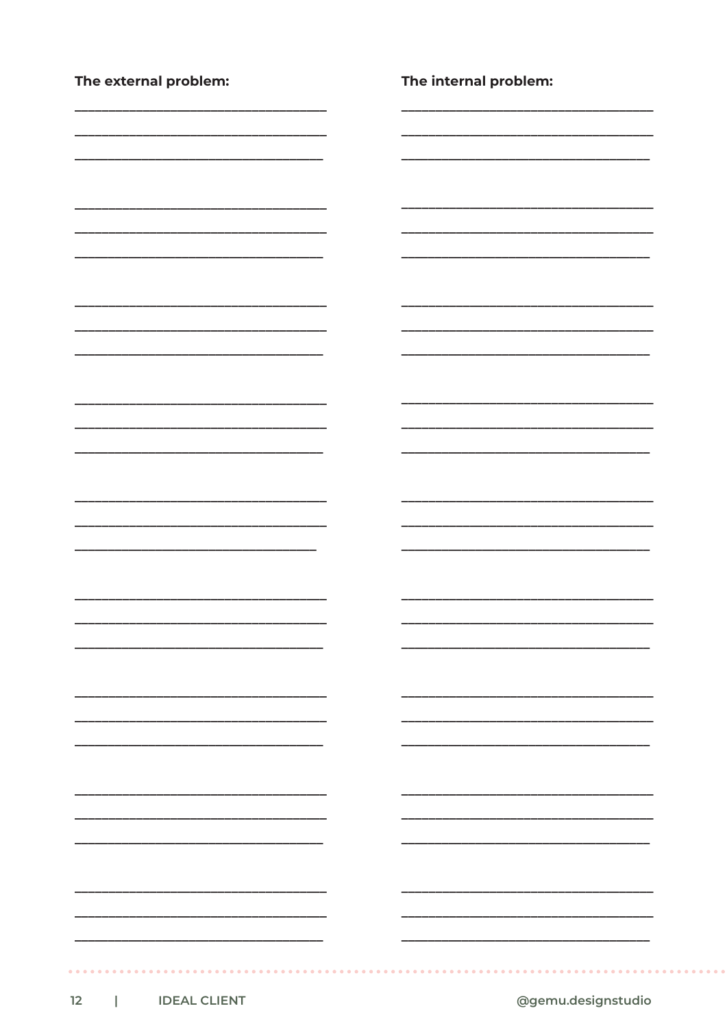**The external problem:**

___________________________________

___________________________________

___________________________________

___________________________________

___________________________________

___________________________________

___________________________________

___________________________________

___________________________________

___________________________________

___________________________________

___________________________________

___________________________________

___________________________________

___________________________________

___________________________________

___________________________________

___________________________________

___________________________________

___________________________________

___________________________________

___________________________________

___________________________________

___________________________________

___________________________________

___________________________________

___________________________________

**The internal problem:**

___________________________________

___________________________________

___________________________________

___________________________________

___________________________________

___________________________________

___________________________________

___________________________________

___________________________________

___________________________________

___________________________________

___________________________________

___________________________________

___________________________________

___________________________________

___________________________________

___________________________________

___________________________________

___________________________________

___________________________________

___________________________________

___________________________________

___________________________________

___________________________________

___________________________________

___________________________________

___________________________________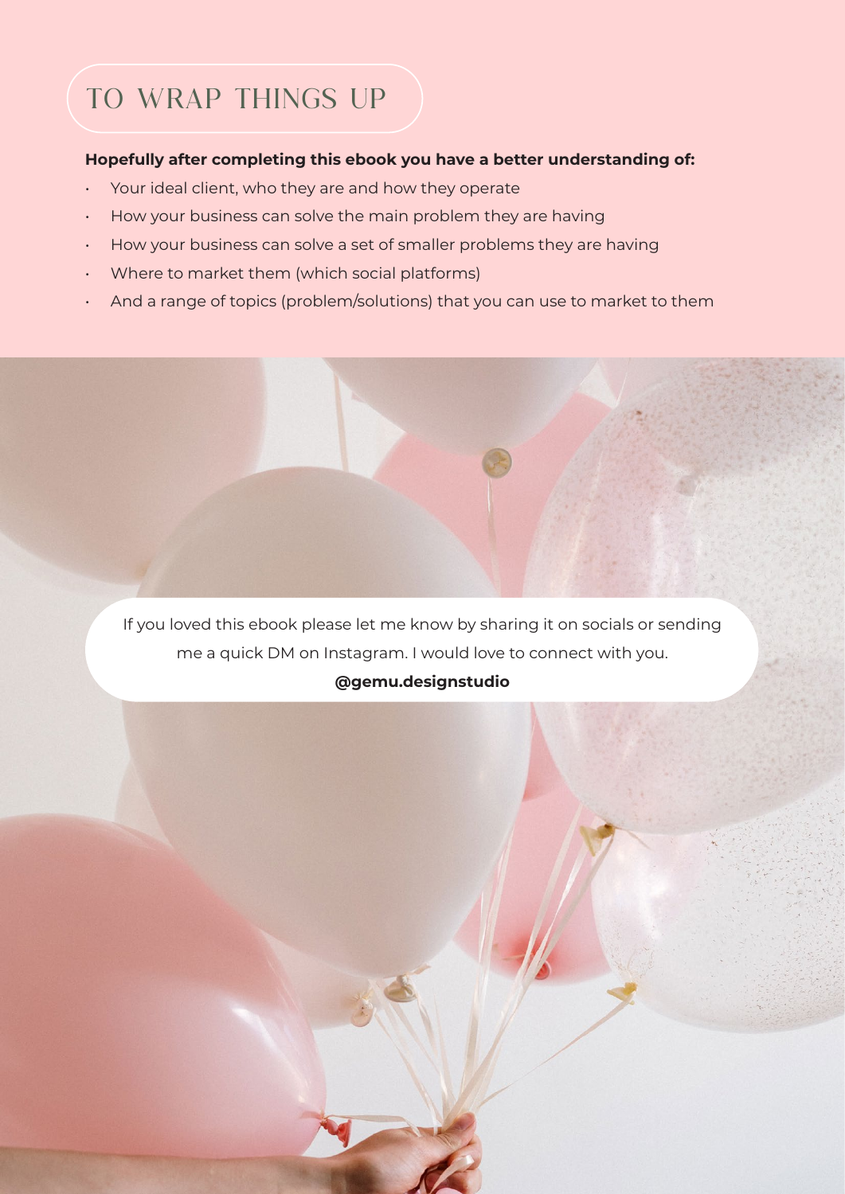# TO WRAP THINGS UP

**Hopefully after completing this ebook you have a better understanding of:**

- Your ideal client, who they are and how they operate
- How your business can solve the main problem they are having
- How your business can solve a set of smaller problems they are having
- Where to market them (which social platforms)
- And a range of topics (problem/solutions) that you can use to market to them

If you loved this ebook please let me know by sharing it on socials or sending me a quick DM on Instagram. I would love to connect with you.

**@gemu.designstudio**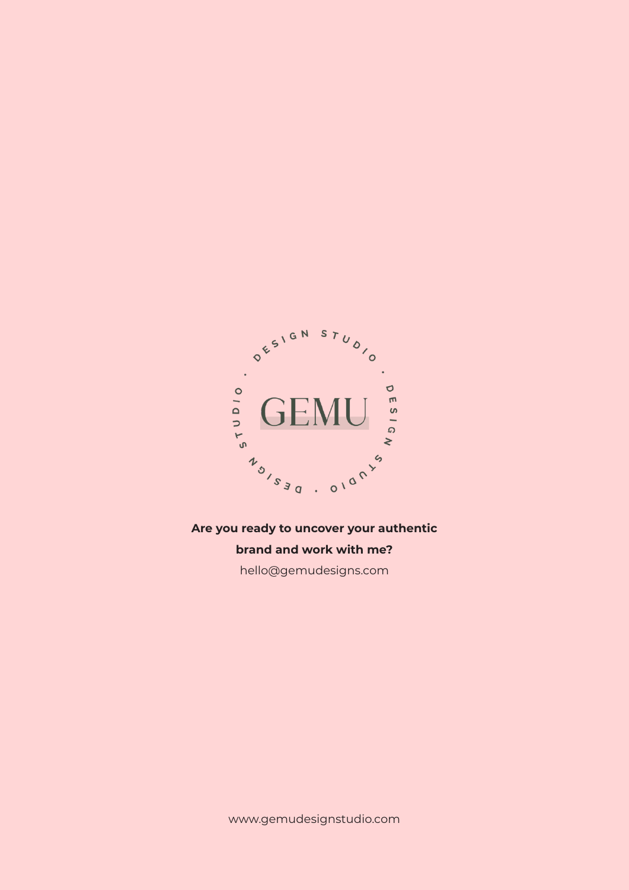DESIGN STUDIO · DESIGN STUDIO · DESIGN STUDIO ·

GEMU

**Are you ready to uncover your authentic brand and work with me?**

hello@gemudesigns.com

www.gemudesignstudio.com